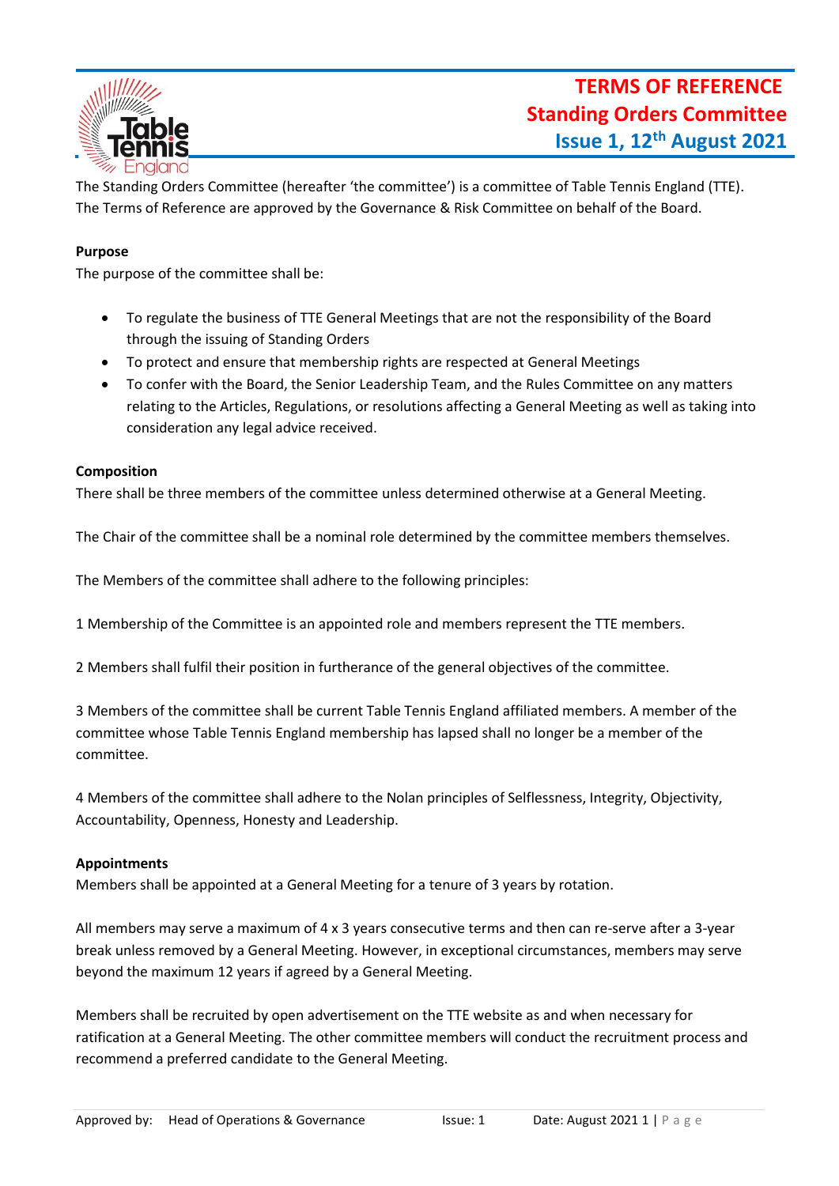# TERMS OF REFERENCE
# Standing Orders Committee
## Issue 1, 12th August 2021

The Standing Orders Committee (hereafter 'the committee') is a committee of Table Tennis England (TTE). The Terms of Reference are approved by the Governance & Risk Committee on behalf of the Board.

**Purpose**

The purpose of the committee shall be:

- To regulate the business of TTE General Meetings that are not the responsibility of the Board through the issuing of Standing Orders
- To protect and ensure that membership rights are respected at General Meetings
- To confer with the Board, the Senior Leadership Team, and the Rules Committee on any matters relating to the Articles, Regulations, or resolutions affecting a General Meeting as well as taking into consideration any legal advice received.

**Composition**

There shall be three members of the committee unless determined otherwise at a General Meeting.

The Chair of the committee shall be a nominal role determined by the committee members themselves.

The Members of the committee shall adhere to the following principles:

1 Membership of the Committee is an appointed role and members represent the TTE members.

2 Members shall fulfil their position in furtherance of the general objectives of the committee.

3 Members of the committee shall be current Table Tennis England affiliated members. A member of the committee whose Table Tennis England membership has lapsed shall no longer be a member of the committee.

4 Members of the committee shall adhere to the Nolan principles of Selflessness, Integrity, Objectivity, Accountability, Openness, Honesty and Leadership.

**Appointments**

Members shall be appointed at a General Meeting for a tenure of 3 years by rotation.

All members may serve a maximum of 4 x 3 years consecutive terms and then can re-serve after a 3-year break unless removed by a General Meeting. However, in exceptional circumstances, members may serve beyond the maximum 12 years if agreed by a General Meeting.

Members shall be recruited by open advertisement on the TTE website as and when necessary for ratification at a General Meeting. The other committee members will conduct the recruitment process and recommend a preferred candidate to the General Meeting.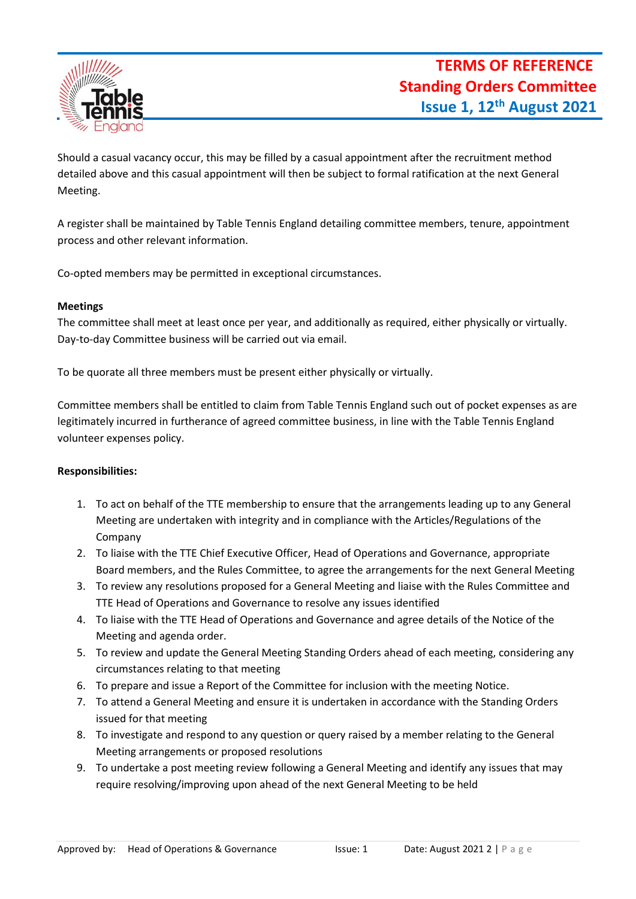Should a casual vacancy occur, this may be filled by a casual appointment after the recruitment method detailed above and this casual appointment will then be subject to formal ratification at the next General Meeting.

A register shall be maintained by Table Tennis England detailing committee members, tenure, appointment process and other relevant information.

Co-opted members may be permitted in exceptional circumstances.

**Meetings**

The committee shall meet at least once per year, and additionally as required, either physically or virtually. Day-to-day Committee business will be carried out via email.

To be quorate all three members must be present either physically or virtually.

Committee members shall be entitled to claim from Table Tennis England such out of pocket expenses as are legitimately incurred in furtherance of agreed committee business, in line with the Table Tennis England volunteer expenses policy.

**Responsibilities:**

1. To act on behalf of the TTE membership to ensure that the arrangements leading up to any General Meeting are undertaken with integrity and in compliance with the Articles/Regulations of the Company
2. To liaise with the TTE Chief Executive Officer, Head of Operations and Governance, appropriate Board members, and the Rules Committee, to agree the arrangements for the next General Meeting
3. To review any resolutions proposed for a General Meeting and liaise with the Rules Committee and TTE Head of Operations and Governance to resolve any issues identified
4. To liaise with the TTE Head of Operations and Governance and agree details of the Notice of the Meeting and agenda order.
5. To review and update the General Meeting Standing Orders ahead of each meeting, considering any circumstances relating to that meeting
6. To prepare and issue a Report of the Committee for inclusion with the meeting Notice.
7. To attend a General Meeting and ensure it is undertaken in accordance with the Standing Orders issued for that meeting
8. To investigate and respond to any question or query raised by a member relating to the General Meeting arrangements or proposed resolutions
9. To undertake a post meeting review following a General Meeting and identify any issues that may require resolving/improving upon ahead of the next General Meeting to be held